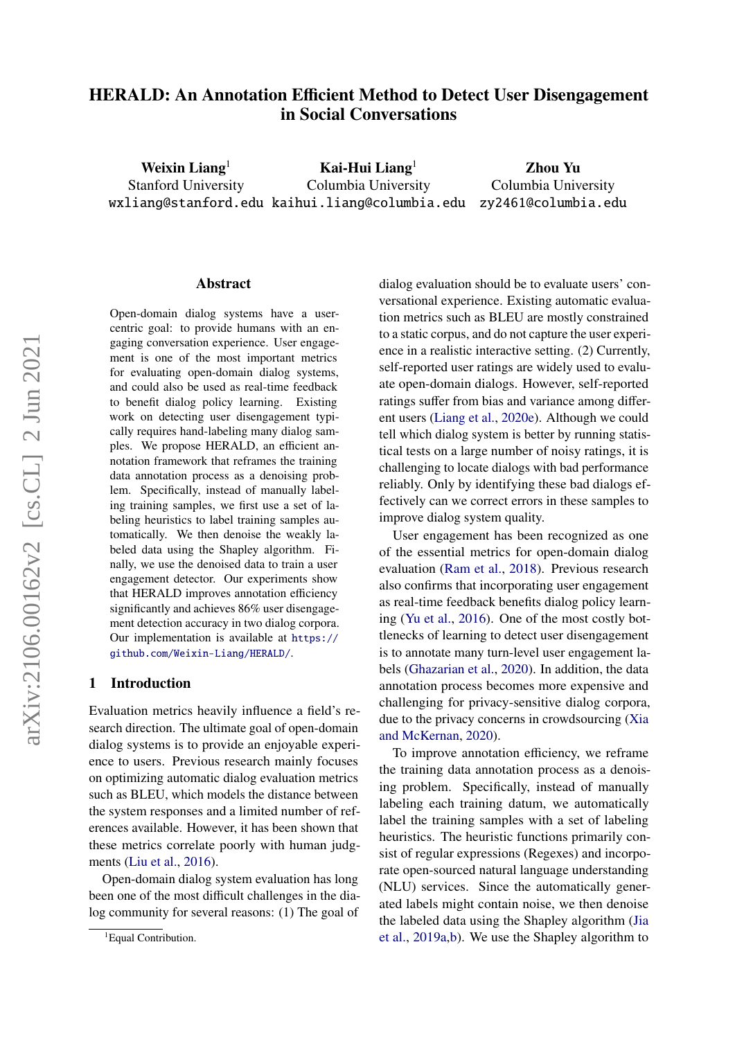# HERALD: An Annotation Efficient Method to Detect User Disengagement in Social Conversations

**Weixin Liang**[1]
Stanford University
wxliang@stanford.edu

**Kai-Hui Liang**[1]
Columbia University
kaihui.liang@columbia.edu

**Zhou Yu**
Columbia University
zy2461@columbia.edu

## Abstract

Open-domain dialog systems have a user-centric goal: to provide humans with an engaging conversation experience. User engagement is one of the most important metrics for evaluating open-domain dialog systems, and could also be used as real-time feedback to benefit dialog policy learning. Existing work on detecting user disengagement typically requires hand-labeling many dialog samples. We propose HERALD, an efficient annotation framework that reframes the training data annotation process as a denoising problem. Specifically, instead of manually labeling training samples, we first use a set of labeling heuristics to label training samples automatically. We then denoise the weakly labeled data using the Shapley algorithm. Finally, we use the denoised data to train a user engagement detector. Our experiments show that HERALD improves annotation efficiency significantly and achieves 86% user disengagement detection accuracy in two dialog corpora. Our implementation is available at https://github.com/Weixin-Liang/HERALD/.

## 1 Introduction

Evaluation metrics heavily influence a field's research direction. The ultimate goal of open-domain dialog systems is to provide an enjoyable experience to users. Previous research mainly focuses on optimizing automatic dialog evaluation metrics such as BLEU, which models the distance between the system responses and a limited number of references available. However, it has been shown that these metrics correlate poorly with human judgments (Liu et al., 2016).

Open-domain dialog system evaluation has long been one of the most difficult challenges in the dialog community for several reasons: (1) The goal of dialog evaluation should be to evaluate users' conversational experience. Existing automatic evaluation metrics such as BLEU are mostly constrained to a static corpus, and do not capture the user experience in a realistic interactive setting. (2) Currently, self-reported user ratings are widely used to evaluate open-domain dialogs. However, self-reported ratings suffer from bias and variance among different users (Liang et al., 2020e). Although we could tell which dialog system is better by running statistical tests on a large number of noisy ratings, it is challenging to locate dialogs with bad performance reliably. Only by identifying these bad dialogs effectively can we correct errors in these samples to improve dialog system quality.

User engagement has been recognized as one of the essential metrics for open-domain dialog evaluation (Ram et al., 2018). Previous research also confirms that incorporating user engagement as real-time feedback benefits dialog policy learning (Yu et al., 2016). One of the most costly bottlenecks of learning to detect user disengagement is to annotate many turn-level user engagement labels (Ghazarian et al., 2020). In addition, the data annotation process becomes more expensive and challenging for privacy-sensitive dialog corpora, due to the privacy concerns in crowdsourcing (Xia and McKernan, 2020).

To improve annotation efficiency, we reframe the training data annotation process as a denoising problem. Specifically, instead of manually labeling each training datum, we automatically label the training samples with a set of labeling heuristics. The heuristic functions primarily consist of regular expressions (Regexes) and incorporate open-sourced natural language understanding (NLU) services. Since the automatically generated labels might contain noise, we then denoise the labeled data using the Shapley algorithm (Jia et al., 2019a,b). We use the Shapley algorithm to

[1]Equal Contribution.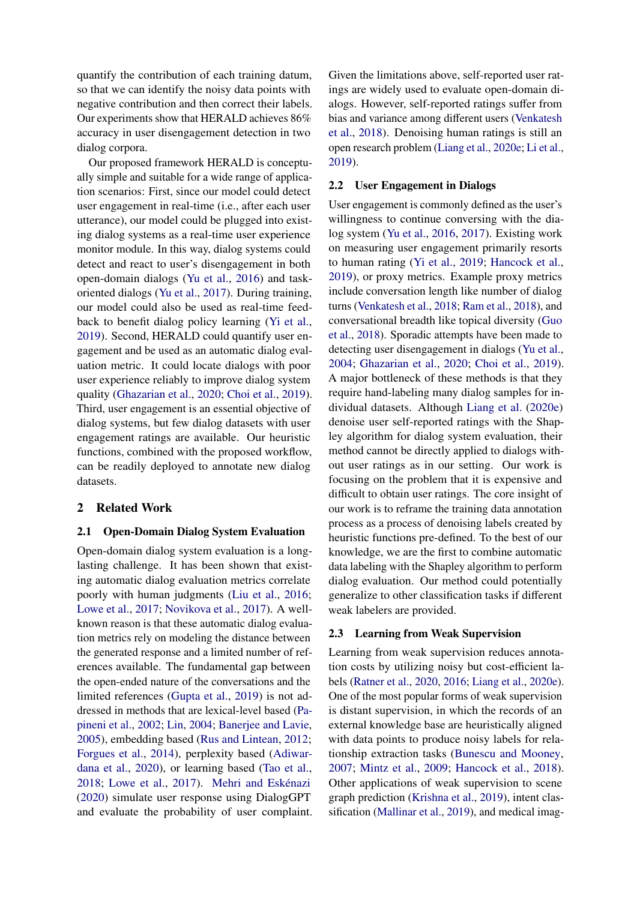quantify the contribution of each training datum, so that we can identify the noisy data points with negative contribution and then correct their labels. Our experiments show that HERALD achieves 86% accuracy in user disengagement detection in two dialog corpora.

Our proposed framework HERALD is conceptually simple and suitable for a wide range of application scenarios: First, since our model could detect user engagement in real-time (i.e., after each user utterance), our model could be plugged into existing dialog systems as a real-time user experience monitor module. In this way, dialog systems could detect and react to user's disengagement in both open-domain dialogs (Yu et al., 2016) and task-oriented dialogs (Yu et al., 2017). During training, our model could also be used as real-time feedback to benefit dialog policy learning (Yi et al., 2019). Second, HERALD could quantify user engagement and be used as an automatic dialog evaluation metric. It could locate dialogs with poor user experience reliably to improve dialog system quality (Ghazarian et al., 2020; Choi et al., 2019). Third, user engagement is an essential objective of dialog systems, but few dialog datasets with user engagement ratings are available. Our heuristic functions, combined with the proposed workflow, can be readily deployed to annotate new dialog datasets.

## 2 Related Work

### 2.1 Open-Domain Dialog System Evaluation

Open-domain dialog system evaluation is a long-lasting challenge. It has been shown that existing automatic dialog evaluation metrics correlate poorly with human judgments (Liu et al., 2016; Lowe et al., 2017; Novikova et al., 2017). A well-known reason is that these automatic dialog evaluation metrics rely on modeling the distance between the generated response and a limited number of references available. The fundamental gap between the open-ended nature of the conversations and the limited references (Gupta et al., 2019) is not addressed in methods that are lexical-level based (Papineni et al., 2002; Lin, 2004; Banerjee and Lavie, 2005), embedding based (Rus and Lintean, 2012; Forgues et al., 2014), perplexity based (Adiwardana et al., 2020), or learning based (Tao et al., 2018; Lowe et al., 2017). Mehri and Eskénazi (2020) simulate user response using DialogGPT and evaluate the probability of user complaint. Given the limitations above, self-reported user ratings are widely used to evaluate open-domain dialogs. However, self-reported ratings suffer from bias and variance among different users (Venkatesh et al., 2018). Denoising human ratings is still an open research problem (Liang et al., 2020e; Li et al., 2019).

### 2.2 User Engagement in Dialogs

User engagement is commonly defined as the user's willingness to continue conversing with the dialog system (Yu et al., 2016, 2017). Existing work on measuring user engagement primarily resorts to human rating (Yi et al., 2019; Hancock et al., 2019), or proxy metrics. Example proxy metrics include conversation length like number of dialog turns (Venkatesh et al., 2018; Ram et al., 2018), and conversational breadth like topical diversity (Guo et al., 2018). Sporadic attempts have been made to detecting user disengagement in dialogs (Yu et al., 2004; Ghazarian et al., 2020; Choi et al., 2019). A major bottleneck of these methods is that they require hand-labeling many dialog samples for individual datasets. Although Liang et al. (2020e) denoise user self-reported ratings with the Shapley algorithm for dialog system evaluation, their method cannot be directly applied to dialogs without user ratings as in our setting. Our work is focusing on the problem that it is expensive and difficult to obtain user ratings. The core insight of our work is to reframe the training data annotation process as a process of denoising labels created by heuristic functions pre-defined. To the best of our knowledge, we are the first to combine automatic data labeling with the Shapley algorithm to perform dialog evaluation. Our method could potentially generalize to other classification tasks if different weak labelers are provided.

### 2.3 Learning from Weak Supervision

Learning from weak supervision reduces annotation costs by utilizing noisy but cost-efficient labels (Ratner et al., 2020, 2016; Liang et al., 2020e). One of the most popular forms of weak supervision is distant supervision, in which the records of an external knowledge base are heuristically aligned with data points to produce noisy labels for relationship extraction tasks (Bunescu and Mooney, 2007; Mintz et al., 2009; Hancock et al., 2018). Other applications of weak supervision to scene graph prediction (Krishna et al., 2019), intent classification (Mallinar et al., 2019), and medical imag-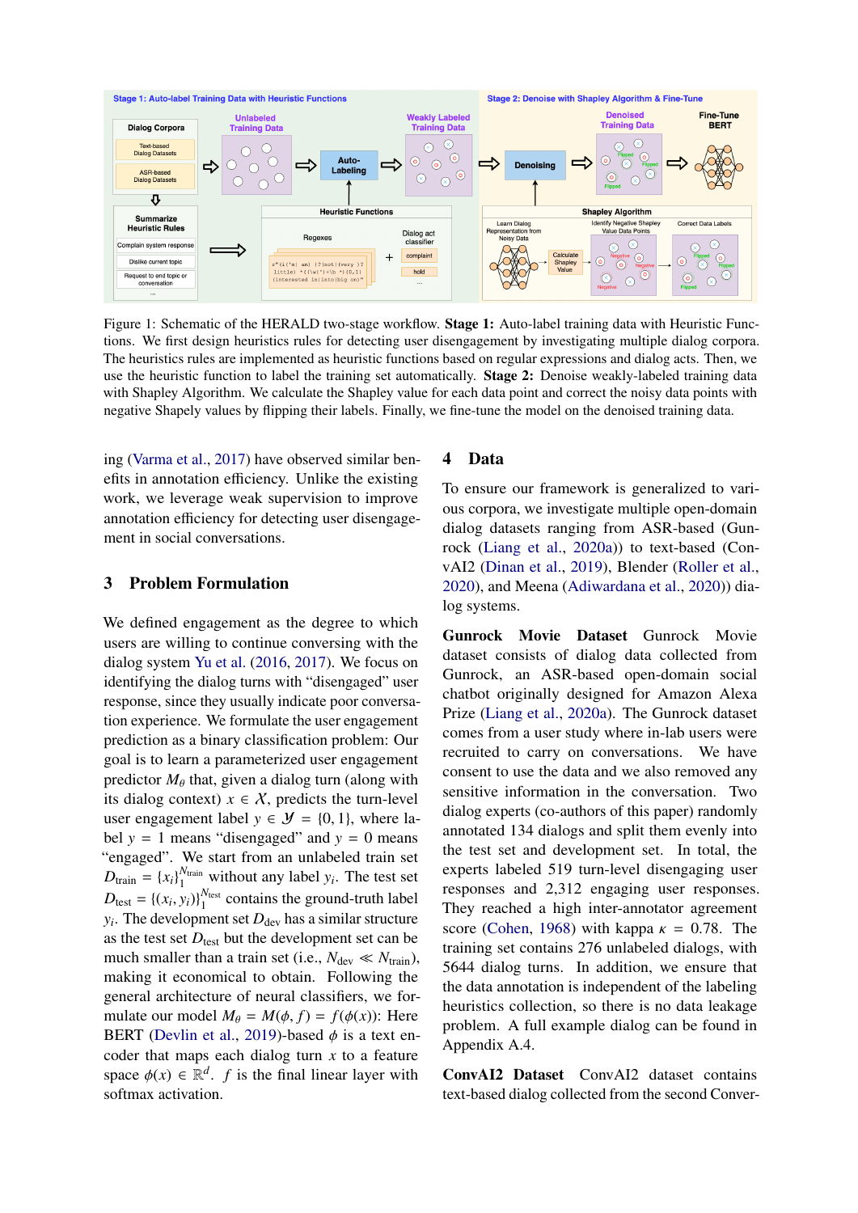Figure 1: Schematic of the HERALD two-stage workflow. **Stage 1:** Auto-label training data with Heuristic Functions. We first design heuristics rules for detecting user disengagement by investigating multiple dialog corpora. The heuristics rules are implemented as heuristic functions based on regular expressions and dialog acts. Then, we use the heuristic function to label the training set automatically. **Stage 2:** Denoise weakly-labeled training data with Shapley Algorithm. We calculate the Shapley value for each data point and correct the noisy data points with negative Shapely values by flipping their labels. Finally, we fine-tune the model on the denoised training data.

ing (Varma et al., 2017) have observed similar benefits in annotation efficiency. Unlike the existing work, we leverage weak supervision to improve annotation efficiency for detecting user disengagement in social conversations.

## 3 Problem Formulation

We defined engagement as the degree to which users are willing to continue conversing with the dialog system Yu et al. (2016, 2017). We focus on identifying the dialog turns with "disengaged" user response, since they usually indicate poor conversation experience. We formulate the user engagement prediction as a binary classification problem: Our goal is to learn a parameterized user engagement predictor $M_\theta$ that, given a dialog turn (along with its dialog context) $x \in \mathcal{X}$, predicts the turn-level user engagement label $y \in \mathcal{Y} = \{0, 1\}$, where label $y = 1$ means "disengaged" and $y = 0$ means "engaged". We start from an unlabeled train set $D_{\text{train}} = \{x_i\}_1^{N_{\text{train}}}$ without any label $y_i$. The test set $D_{\text{test}} = \{(x_i, y_i)\}_1^{N_{\text{test}}}$ contains the ground-truth label $y_i$. The development set $D_{\text{dev}}$ has a similar structure as the test set $D_{\text{test}}$ but the development set can be much smaller than a train set (i.e., $N_{\text{dev}} \ll N_{\text{train}}$), making it economical to obtain. Following the general architecture of neural classifiers, we formulate our model $M_\theta = M(\phi, f) = f(\phi(x))$: Here BERT (Devlin et al., 2019)-based $\phi$ is a text encoder that maps each dialog turn $x$ to a feature space $\phi(x) \in \mathbb{R}^d$. $f$ is the final linear layer with softmax activation.

## 4 Data

To ensure our framework is generalized to various corpora, we investigate multiple open-domain dialog datasets ranging from ASR-based (Gunrock (Liang et al., 2020a)) to text-based (ConvAI2 (Dinan et al., 2019), Blender (Roller et al., 2020), and Meena (Adiwardana et al., 2020)) dialog systems.

**Gunrock Movie Dataset** Gunrock Movie dataset consists of dialog data collected from Gunrock, an ASR-based open-domain social chatbot originally designed for Amazon Alexa Prize (Liang et al., 2020a). The Gunrock dataset comes from a user study where in-lab users were recruited to carry on conversations. We have consent to use the data and we also removed any sensitive information in the conversation. Two dialog experts (co-authors of this paper) randomly annotated 134 dialogs and split them evenly into the test set and development set. In total, the experts labeled 519 turn-level disengaging user responses and 2,312 engaging user responses. They reached a high inter-annotator agreement score (Cohen, 1968) with kappa $\kappa = 0.78$. The training set contains 276 unlabeled dialogs, with 5644 dialog turns. In addition, we ensure that the data annotation is independent of the labeling heuristics collection, so there is no data leakage problem. A full example dialog can be found in Appendix A.4.

**ConvAI2 Dataset** ConvAI2 dataset contains text-based dialog collected from the second Conver-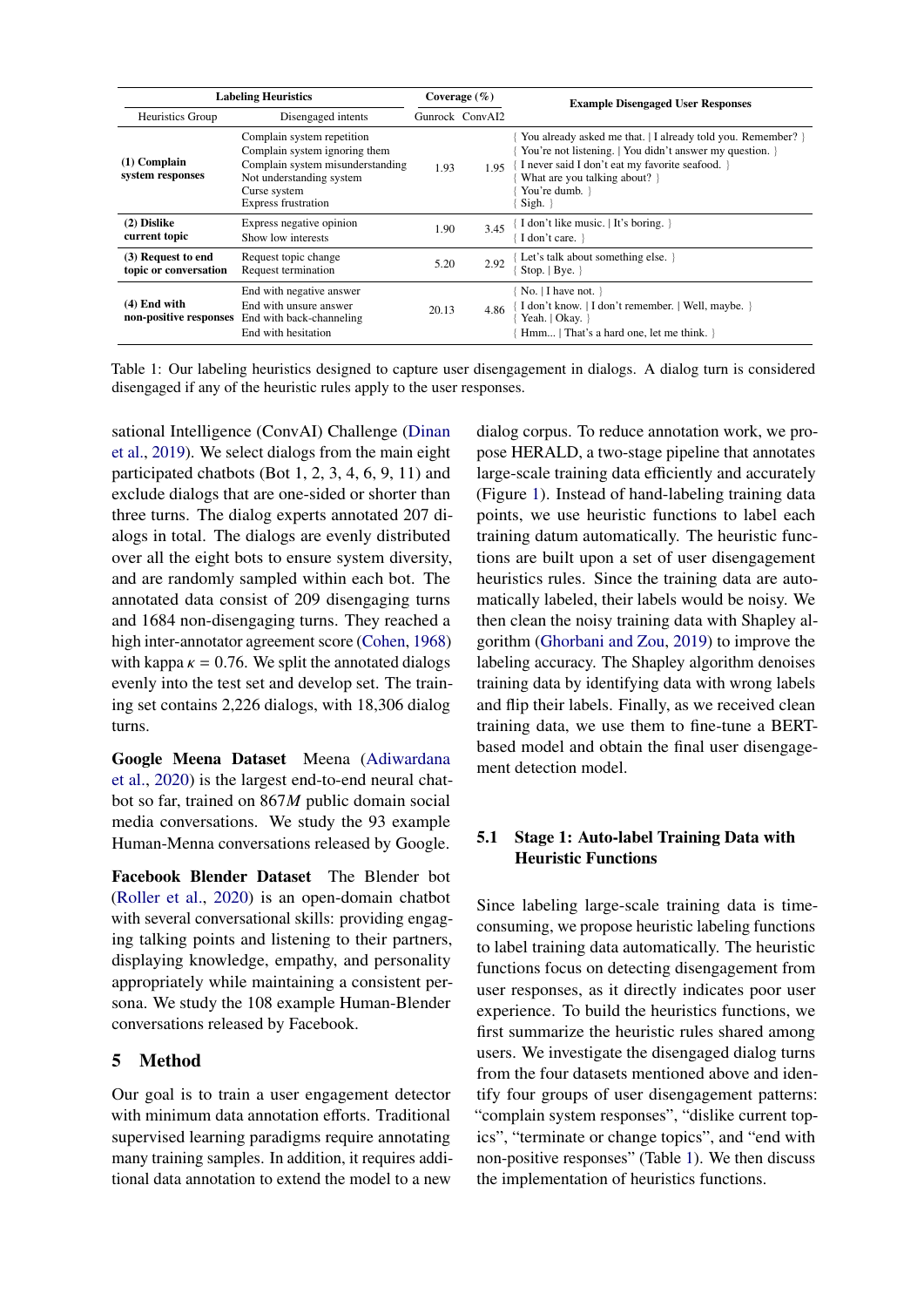| Labeling Heuristics | | Coverage (%) | | Example Disengaged User Responses |
|---|---|---|---|---|
| Heuristics Group | Disengaged intents | Gunrock | ConvAI2 | |
| **(1) Complain system responses** | Complain system repetition<br>Complain system ignoring them<br>Complain system misunderstanding<br>Not understanding system<br>Curse system<br>Express frustration | 1.93 | 1.95 | { You already asked me that. \| I already told you. Remember? }<br>{ You're not listening. \| You didn't answer my question. }<br>{ I never said I don't eat my favorite seafood. }<br>{ What are you talking about? }<br>{ You're dumb. }<br>{ Sigh. } |
| **(2) Dislike current topic** | Express negative opinion<br>Show low interests | 1.90 | 3.45 | { I don't like music. \| It's boring. }<br>{ I don't care. } |
| **(3) Request to end topic or conversation** | Request topic change<br>Request termination | 5.20 | 2.92 | { Let's talk about something else. }<br>{ Stop. \| Bye. } |
| **(4) End with non-positive responses** | End with negative answer<br>End with unsure answer<br>End with back-channeling<br>End with hesitation | 20.13 | 4.86 | { No. \| I have not. }<br>{ I don't know. \| I don't remember. \| Well, maybe. }<br>{ Yeah. \| Okay. }<br>{ Hmm... \| That's a hard one, let me think. } |

Table 1: Our labeling heuristics designed to capture user disengagement in dialogs. A dialog turn is considered disengaged if any of the heuristic rules apply to the user responses.

sational Intelligence (ConvAI) Challenge (Dinan et al., 2019). We select dialogs from the main eight participated chatbots (Bot 1, 2, 3, 4, 6, 9, 11) and exclude dialogs that are one-sided or shorter than three turns. The dialog experts annotated 207 dialogs in total. The dialogs are evenly distributed over all the eight bots to ensure system diversity, and are randomly sampled within each bot. The annotated data consist of 209 disengaging turns and 1684 non-disengaging turns. They reached a high inter-annotator agreement score (Cohen, 1968) with kappa $\kappa = 0.76$. We split the annotated dialogs evenly into the test set and develop set. The training set contains 2,226 dialogs, with 18,306 dialog turns.

**Google Meena Dataset** Meena (Adiwardana et al., 2020) is the largest end-to-end neural chatbot so far, trained on $867M$ public domain social media conversations. We study the 93 example Human-Menna conversations released by Google.

**Facebook Blender Dataset** The Blender bot (Roller et al., 2020) is an open-domain chatbot with several conversational skills: providing engaging talking points and listening to their partners, displaying knowledge, empathy, and personality appropriately while maintaining a consistent persona. We study the 108 example Human-Blender conversations released by Facebook.

## 5 Method

Our goal is to train a user engagement detector with minimum data annotation efforts. Traditional supervised learning paradigms require annotating many training samples. In addition, it requires additional data annotation to extend the model to a new dialog corpus. To reduce annotation work, we propose HERALD, a two-stage pipeline that annotates large-scale training data efficiently and accurately (Figure 1). Instead of hand-labeling training data points, we use heuristic functions to label each training datum automatically. The heuristic functions are built upon a set of user disengagement heuristics rules. Since the training data are automatically labeled, their labels would be noisy. We then clean the noisy training data with Shapley algorithm (Ghorbani and Zou, 2019) to improve the labeling accuracy. The Shapley algorithm denoises training data by identifying data with wrong labels and flip their labels. Finally, as we received clean training data, we use them to fine-tune a BERT-based model and obtain the final user disengagement detection model.

### 5.1 Stage 1: Auto-label Training Data with Heuristic Functions

Since labeling large-scale training data is time-consuming, we propose heuristic labeling functions to label training data automatically. The heuristic functions focus on detecting disengagement from user responses, as it directly indicates poor user experience. To build the heuristics functions, we first summarize the heuristic rules shared among users. We investigate the disengaged dialog turns from the four datasets mentioned above and identify four groups of user disengagement patterns: "complain system responses", "dislike current topics", "terminate or change topics", and "end with non-positive responses" (Table 1). We then discuss the implementation of heuristics functions.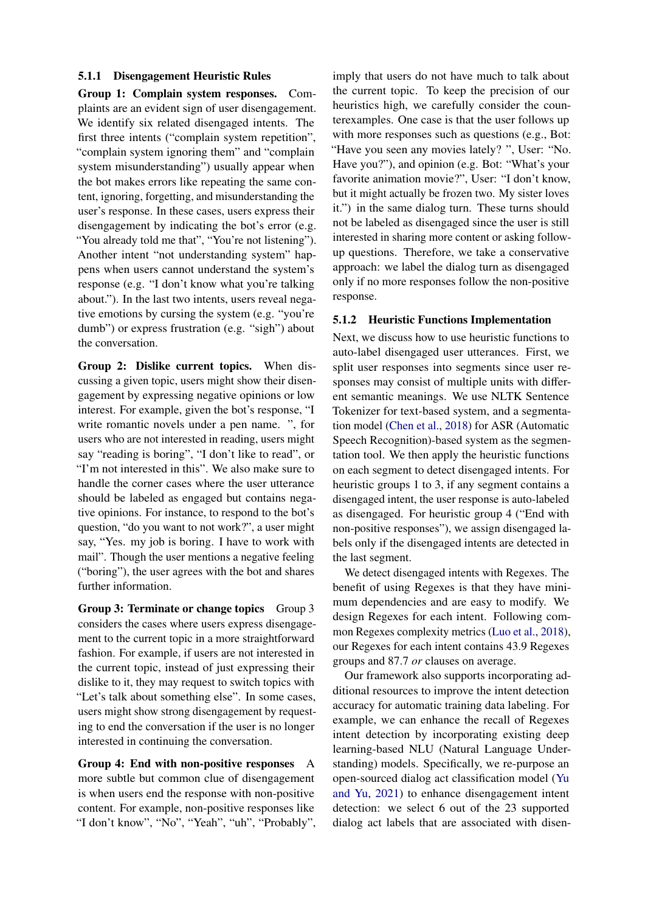#### 5.1.1 Disengagement Heuristic Rules

**Group 1: Complain system responses.** Complaints are an evident sign of user disengagement. We identify six related disengaged intents. The first three intents ("complain system repetition", "complain system ignoring them" and "complain system misunderstanding") usually appear when the bot makes errors like repeating the same content, ignoring, forgetting, and misunderstanding the user's response. In these cases, users express their disengagement by indicating the bot's error (e.g. "You already told me that", "You're not listening"). Another intent "not understanding system" happens when users cannot understand the system's response (e.g. "I don't know what you're talking about."). In the last two intents, users reveal negative emotions by cursing the system (e.g. "you're dumb") or express frustration (e.g. "sigh") about the conversation.

**Group 2: Dislike current topics.** When discussing a given topic, users might show their disengagement by expressing negative opinions or low interest. For example, given the bot's response, "I write romantic novels under a pen name. ", for users who are not interested in reading, users might say "reading is boring", "I don't like to read", or "I'm not interested in this". We also make sure to handle the corner cases where the user utterance should be labeled as engaged but contains negative opinions. For instance, to respond to the bot's question, "do you want to not work?", a user might say, "Yes. my job is boring. I have to work with mail". Though the user mentions a negative feeling ("boring"), the user agrees with the bot and shares further information.

**Group 3: Terminate or change topics** Group 3 considers the cases where users express disengagement to the current topic in a more straightforward fashion. For example, if users are not interested in the current topic, instead of just expressing their dislike to it, they may request to switch topics with "Let's talk about something else". In some cases, users might show strong disengagement by requesting to end the conversation if the user is no longer interested in continuing the conversation.

**Group 4: End with non-positive responses** A more subtle but common clue of disengagement is when users end the response with non-positive content. For example, non-positive responses like "I don't know", "No", "Yeah", "uh", "Probably", imply that users do not have much to talk about the current topic. To keep the precision of our heuristics high, we carefully consider the counterexamples. One case is that the user follows up with more responses such as questions (e.g., Bot: "Have you seen any movies lately? ", User: "No. Have you?"), and opinion (e.g. Bot: "What's your favorite animation movie?", User: "I don't know, but it might actually be frozen two. My sister loves it.") in the same dialog turn. These turns should not be labeled as disengaged since the user is still interested in sharing more content or asking follow-up questions. Therefore, we take a conservative approach: we label the dialog turn as disengaged only if no more responses follow the non-positive response.

#### 5.1.2 Heuristic Functions Implementation

Next, we discuss how to use heuristic functions to auto-label disengaged user utterances. First, we split user responses into segments since user responses may consist of multiple units with different semantic meanings. We use NLTK Sentence Tokenizer for text-based system, and a segmentation model (Chen et al., 2018) for ASR (Automatic Speech Recognition)-based system as the segmentation tool. We then apply the heuristic functions on each segment to detect disengaged intents. For heuristic groups 1 to 3, if any segment contains a disengaged intent, the user response is auto-labeled as disengaged. For heuristic group 4 ("End with non-positive responses"), we assign disengaged labels only if the disengaged intents are detected in the last segment.

We detect disengaged intents with Regexes. The benefit of using Regexes is that they have minimum dependencies and are easy to modify. We design Regexes for each intent. Following common Regexes complexity metrics (Luo et al., 2018), our Regexes for each intent contains 43.9 Regexes groups and 87.7 *or* clauses on average.

Our framework also supports incorporating additional resources to improve the intent detection accuracy for automatic training data labeling. For example, we can enhance the recall of Regexes intent detection by incorporating existing deep learning-based NLU (Natural Language Understanding) models. Specifically, we re-purpose an open-sourced dialog act classification model (Yu and Yu, 2021) to enhance disengagement intent detection: we select 6 out of the 23 supported dialog act labels that are associated with disen-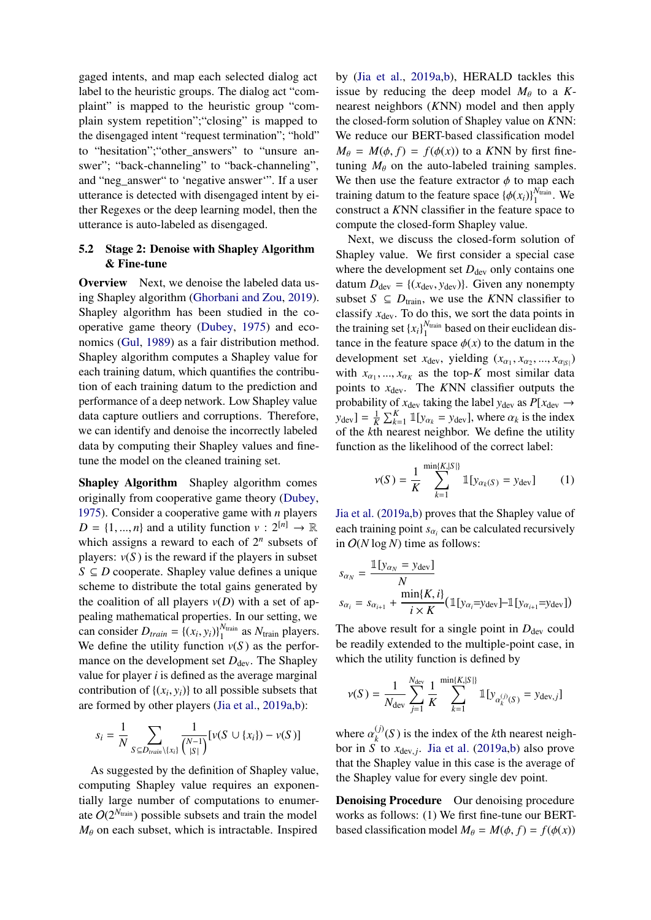gaged intents, and map each selected dialog act label to the heuristic groups. The dialog act "complaint" is mapped to the heuristic group "complain system repetition";"closing" is mapped to the disengaged intent "request termination"; "hold" to "hesitation";"other_answers" to "unsure answer"; "back-channeling" to "back-channeling", and "neg_answer" to 'negative answer'". If a user utterance is detected with disengaged intent by either Regexes or the deep learning model, then the utterance is auto-labeled as disengaged.

### 5.2 Stage 2: Denoise with Shapley Algorithm & Fine-tune

**Overview** Next, we denoise the labeled data using Shapley algorithm (Ghorbani and Zou, 2019). Shapley algorithm has been studied in the cooperative game theory (Dubey, 1975) and economics (Gul, 1989) as a fair distribution method. Shapley algorithm computes a Shapley value for each training datum, which quantifies the contribution of each training datum to the prediction and performance of a deep network. Low Shapley value data capture outliers and corruptions. Therefore, we can identify and denoise the incorrectly labeled data by computing their Shapley values and fine-tune the model on the cleaned training set.

**Shapley Algorithm** Shapley algorithm comes originally from cooperative game theory (Dubey, 1975). Consider a cooperative game with $n$ players $D = \{1, ..., n\}$ and a utility function $v : 2^{[n]} \rightarrow \mathbb{R}$ which assigns a reward to each of $2^n$ subsets of players: $v(S)$ is the reward if the players in subset $S \subseteq D$ cooperate. Shapley value defines a unique scheme to distribute the total gains generated by the coalition of all players $v(D)$ with a set of appealing mathematical properties. In our setting, we can consider $D_{train} = \{(x_i, y_i)\}_1^{N_{\text{train}}}$ as $N_{\text{train}}$ players. We define the utility function $v(S)$ as the performance on the development set $D_{\text{dev}}$. The Shapley value for player $i$ is defined as the average marginal contribution of $\{(x_i, y_i)\}$ to all possible subsets that are formed by other players (Jia et al., 2019a,b):

$$s_i = \frac{1}{N} \sum_{S \subseteq D_{train} \setminus \{x_i\}} \frac{1}{\binom{N-1}{|S|}} [v(S \cup \{x_i\}) - v(S)]$$

As suggested by the definition of Shapley value, computing Shapley value requires an exponentially large number of computations to enumerate $O(2^{N_{\text{train}}})$ possible subsets and train the model $M_\theta$ on each subset, which is intractable. Inspired by (Jia et al., 2019a,b), HERALD tackles this issue by reducing the deep model $M_\theta$ to a $K$-nearest neighbors ($K$NN) model and then apply the closed-form solution of Shapley value on $K$NN: We reduce our BERT-based classification model $M_\theta = M(\phi, f) = f(\phi(x))$ to a $K$NN by first fine-tuning $M_\theta$ on the auto-labeled training samples. We then use the feature extractor $\phi$ to map each training datum to the feature space $\{\phi(x_i)\}_1^{N_{\text{train}}}$. We construct a $K$NN classifier in the feature space to compute the closed-form Shapley value.

Next, we discuss the closed-form solution of Shapley value. We first consider a special case where the development set $D_{\text{dev}}$ only contains one datum $D_{\text{dev}} = \{(x_{\text{dev}}, y_{\text{dev}})\}$. Given any nonempty subset $S \subseteq D_{\text{train}}$, we use the $K$NN classifier to classify $x_{\text{dev}}$. To do this, we sort the data points in the training set $\{x_i\}_1^{N_{\text{train}}}$ based on their euclidean distance in the feature space $\phi(x)$ to the datum in the development set $x_{\text{dev}}$, yielding $(x_{\alpha_1}, x_{\alpha_2}, ..., x_{\alpha_{|S|}})$ with $x_{\alpha_1}, ..., x_{\alpha_K}$ as the top-$K$ most similar data points to $x_{\text{dev}}$. The $K$NN classifier outputs the probability of $x_{\text{dev}}$ taking the label $y_{\text{dev}}$ as $P[x_{\text{dev}} \rightarrow y_{\text{dev}}] = \frac{1}{K} \sum_{k=1}^{K} \mathbb{1}[y_{\alpha_k} = y_{\text{dev}}]$, where $\alpha_k$ is the index of the $k$th nearest neighbor. We define the utility function as the likelihood of the correct label:

$$v(S) = \frac{1}{K} \sum_{k=1}^{\min\{K,|S|\}} \mathbb{1}[y_{\alpha_k(S)} = y_{\text{dev}}] \qquad (1)$$

Jia et al. (2019a,b) proves that the Shapley value of each training point $s_{\alpha_i}$ can be calculated recursively in $O(N \log N)$ time as follows:

$$s_{\alpha_N} = \frac{\mathbb{1}[y_{\alpha_N} = y_{\text{dev}}]}{N}$$

$$s_{\alpha_i} = s_{\alpha_{i+1}} + \frac{\min\{K, i\}}{i \times K} (\mathbb{1}[y_{\alpha_i} = y_{\text{dev}}] - \mathbb{1}[y_{\alpha_{i+1}} = y_{\text{dev}}])$$

The above result for a single point in $D_{\text{dev}}$ could be readily extended to the multiple-point case, in which the utility function is defined by

$$v(S) = \frac{1}{N_{\text{dev}}} \sum_{j=1}^{N_{\text{dev}}} \frac{1}{K} \sum_{k=1}^{\min\{K,|S|\}} \mathbb{1}[y_{\alpha_k^{(j)}(S)} = y_{\text{dev},j}]$$

where $\alpha_k^{(j)}(S)$ is the index of the $k$th nearest neighbor in $S$ to $x_{\text{dev},j}$. Jia et al. (2019a,b) also prove that the Shapley value in this case is the average of the Shapley value for every single dev point.

**Denoising Procedure** Our denoising procedure works as follows: (1) We first fine-tune our BERT-based classification model $M_\theta = M(\phi, f) = f(\phi(x))$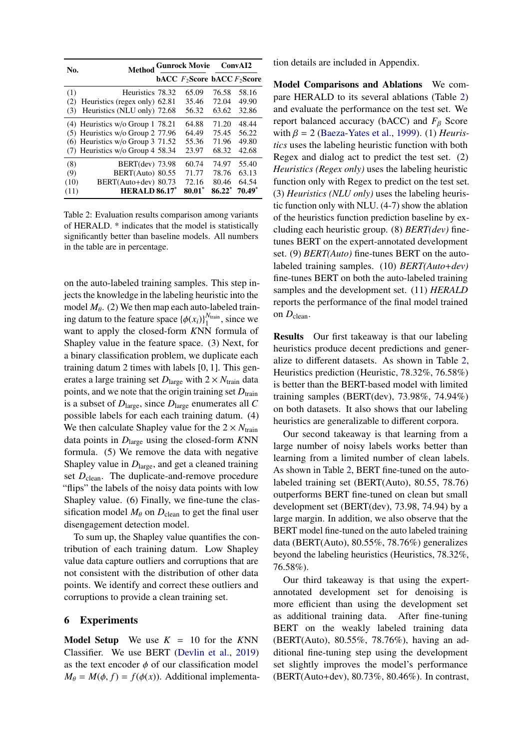| No. | Method | Gunrock Movie | | ConvAI2 | |
|---|---|---|---|---|---|
| | | bACC | $F_2$Score | bACC | $F_2$Score |
| (1) | Heuristics | 78.32 | 65.09 | 76.58 | 58.16 |
| (2) | Heuristics (regex only) | 62.81 | 35.46 | 72.04 | 49.90 |
| (3) | Heuristics (NLU only) | 72.68 | 56.32 | 63.62 | 32.86 |
| (4) | Heuristics w/o Group 1 | 78.21 | 64.88 | 71.20 | 48.44 |
| (5) | Heuristics w/o Group 2 | 77.96 | 64.49 | 75.45 | 56.22 |
| (6) | Heuristics w/o Group 3 | 71.52 | 55.36 | 71.96 | 49.80 |
| (7) | Heuristics w/o Group 4 | 58.34 | 23.97 | 68.32 | 42.68 |
| (8) | BERT(dev) | 73.98 | 60.74 | 74.97 | 55.40 |
| (9) | BERT(Auto) | 80.55 | 71.77 | 78.76 | 63.13 |
| (10) | BERT(Auto+dev) | 80.73 | 72.16 | 80.46 | 64.54 |
| (11) | **HERALD** | **86.17***| **80.01*** | **86.22*** | **70.49*** |

Table 2: Evaluation results comparison among variants of HERALD. * indicates that the model is statistically significantly better than baseline models. All numbers in the table are in percentage.

on the auto-labeled training samples. This step injects the knowledge in the labeling heuristic into the model $M_\theta$. (2) We then map each auto-labeled training datum to the feature space $\{\phi(x_i)\}_1^{N_{\text{train}}}$, since we want to apply the closed-form $K$NN formula of Shapley value in the feature space. (3) Next, for a binary classification problem, we duplicate each training datum 2 times with labels [0, 1]. This generates a large training set $D_{\text{large}}$ with $2 \times N_{\text{train}}$ data points, and we note that the origin training set $D_{\text{train}}$ is a subset of $D_{\text{large}}$, since $D_{\text{large}}$ enumerates all $C$ possible labels for each each training datum. (4) We then calculate Shapley value for the $2 \times N_{\text{train}}$ data points in $D_{\text{large}}$ using the closed-form $K$NN formula. (5) We remove the data with negative Shapley value in $D_{\text{large}}$, and get a cleaned training set $D_{\text{clean}}$. The duplicate-and-remove procedure "flips" the labels of the noisy data points with low Shapley value. (6) Finally, we fine-tune the classification model $M_\theta$ on $D_{\text{clean}}$ to get the final user disengagement detection model.

To sum up, the Shapley value quantifies the contribution of each training datum. Low Shapley value data capture outliers and corruptions that are not consistent with the distribution of other data points. We identify and correct these outliers and corruptions to provide a clean training set.

## 6 Experiments

**Model Setup** We use $K = 10$ for the $K$NN Classifier. We use BERT (Devlin et al., 2019) as the text encoder $\phi$ of our classification model $M_\theta = M(\phi, f) = f(\phi(x))$. Additional implementation details are included in Appendix.

**Model Comparisons and Ablations** We compare HERALD to its several ablations (Table 2) and evaluate the performance on the test set. We report balanced accuracy (bACC) and $F_\beta$ Score with $\beta = 2$ (Baeza-Yates et al., 1999). (1) *Heuristics* uses the labeling heuristic function with both Regex and dialog act to predict the test set. (2) *Heuristics (Regex only)* uses the labeling heuristic function only with Regex to predict on the test set. (3) *Heuristics (NLU only)* uses the labeling heuristic function only with NLU. (4-7) show the ablation of the heuristics function prediction baseline by excluding each heuristic group. (8) *BERT(dev)* fine-tunes BERT on the expert-annotated development set. (9) *BERT(Auto)* fine-tunes BERT on the auto-labeled training samples. (10) *BERT(Auto+dev)* fine-tunes BERT on both the auto-labeled training samples and the development set. (11) *HERALD* reports the performance of the final model trained on $D_{\text{clean}}$.

**Results** Our first takeaway is that our labeling heuristics produce decent predictions and generalize to different datasets. As shown in Table 2, Heuristics prediction (Heuristic, 78.32%, 76.58%) is better than the BERT-based model with limited training samples (BERT(dev), 73.98%, 74.94%) on both datasets. It also shows that our labeling heuristics are generalizable to different corpora.

Our second takeaway is that learning from a large number of noisy labels works better than learning from a limited number of clean labels. As shown in Table 2, BERT fine-tuned on the auto-labeled training set (BERT(Auto), 80.55, 78.76) outperforms BERT fine-tuned on clean but small development set (BERT(dev), 73.98, 74.94) by a large margin. In addition, we also observe that the BERT model fine-tuned on the auto labeled training data (BERT(Auto), 80.55%, 78.76%) generalizes beyond the labeling heuristics (Heuristics, 78.32%, 76.58%).

Our third takeaway is that using the expert-annotated development set for denoising is more efficient than using the development set as additional training data. After fine-tuning BERT on the weakly labeled training data (BERT(Auto), 80.55%, 78.76%), having an additional fine-tuning step using the development set slightly improves the model's performance (BERT(Auto+dev), 80.73%, 80.46%). In contrast,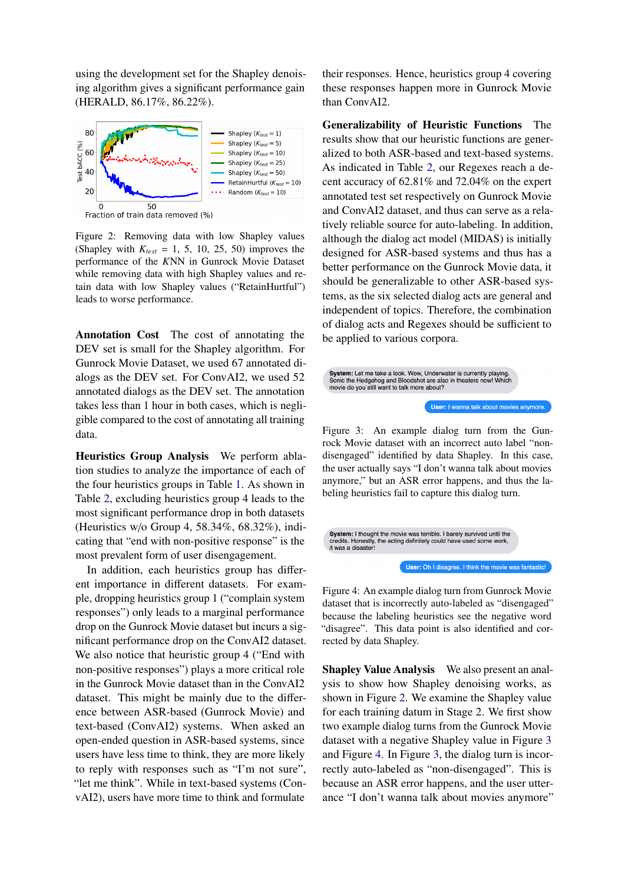using the development set for the Shapley denoising algorithm gives a significant performance gain (HERALD, 86.17%, 86.22%).

Figure 2: Removing data with low Shapley values (Shapley with $K_{test}$ = 1, 5, 10, 25, 50) improves the performance of the $K$NN in Gunrock Movie Dataset while removing data with high Shapley values and retain data with low Shapley values ("RetainHurtful") leads to worse performance.

**Annotation Cost** The cost of annotating the DEV set is small for the Shapley algorithm. For Gunrock Movie Dataset, we used 67 annotated dialogs as the DEV set. For ConvAI2, we used 52 annotated dialogs as the DEV set. The annotation takes less than 1 hour in both cases, which is negligible compared to the cost of annotating all training data.

**Heuristics Group Analysis** We perform ablation studies to analyze the importance of each of the four heuristics groups in Table 1. As shown in Table 2, excluding heuristics group 4 leads to the most significant performance drop in both datasets (Heuristics w/o Group 4, 58.34%, 68.32%), indicating that "end with non-positive response" is the most prevalent form of user disengagement.

In addition, each heuristics group has different importance in different datasets. For example, dropping heuristics group 1 ("complain system responses") only leads to a marginal performance drop on the Gunrock Movie dataset but incurs a significant performance drop on the ConvAI2 dataset. We also notice that heuristic group 4 ("End with non-positive responses") plays a more critical role in the Gunrock Movie dataset than in the ConvAI2 dataset. This might be mainly due to the difference between ASR-based (Gunrock Movie) and text-based (ConvAI2) systems. When asked an open-ended question in ASR-based systems, since users have less time to think, they are more likely to reply with responses such as "I'm not sure", "let me think". While in text-based systems (ConvAI2), users have more time to think and formulate their responses. Hence, heuristics group 4 covering these responses happen more in Gunrock Movie than ConvAI2.

**Generalizability of Heuristic Functions** The results show that our heuristic functions are generalized to both ASR-based and text-based systems. As indicated in Table 2, our Regexes reach a decent accuracy of 62.81% and 72.04% on the expert annotated test set respectively on Gunrock Movie and ConvAI2 dataset, and thus can serve as a relatively reliable source for auto-labeling. In addition, although the dialog act model (MIDAS) is initially designed for ASR-based systems and thus has a better performance on the Gunrock Movie data, it should be generalizable to other ASR-based systems, as the six selected dialog acts are general and independent of topics. Therefore, the combination of dialog acts and Regexes should be sufficient to be applied to various corpora.

Figure 3: An example dialog turn from the Gunrock Movie dataset with an incorrect auto label "non-disengaged" identified by data Shapley. In this case, the user actually says "I don't wanna talk about movies anymore," but an ASR error happens, and thus the labeling heuristics fail to capture this dialog turn.

Figure 4: An example dialog turn from Gunrock Movie dataset that is incorrectly auto-labeled as "disengaged" because the labeling heuristics see the negative word "disagree". This data point is also identified and corrected by data Shapley.

**Shapley Value Analysis** We also present an analysis to show how Shapley denoising works, as shown in Figure 2. We examine the Shapley value for each training datum in Stage 2. We first show two example dialog turns from the Gunrock Movie dataset with a negative Shapley value in Figure 3 and Figure 4. In Figure 3, the dialog turn is incorrectly auto-labeled as "non-disengaged". This is because an ASR error happens, and the user utterance "I don't wanna talk about movies anymore"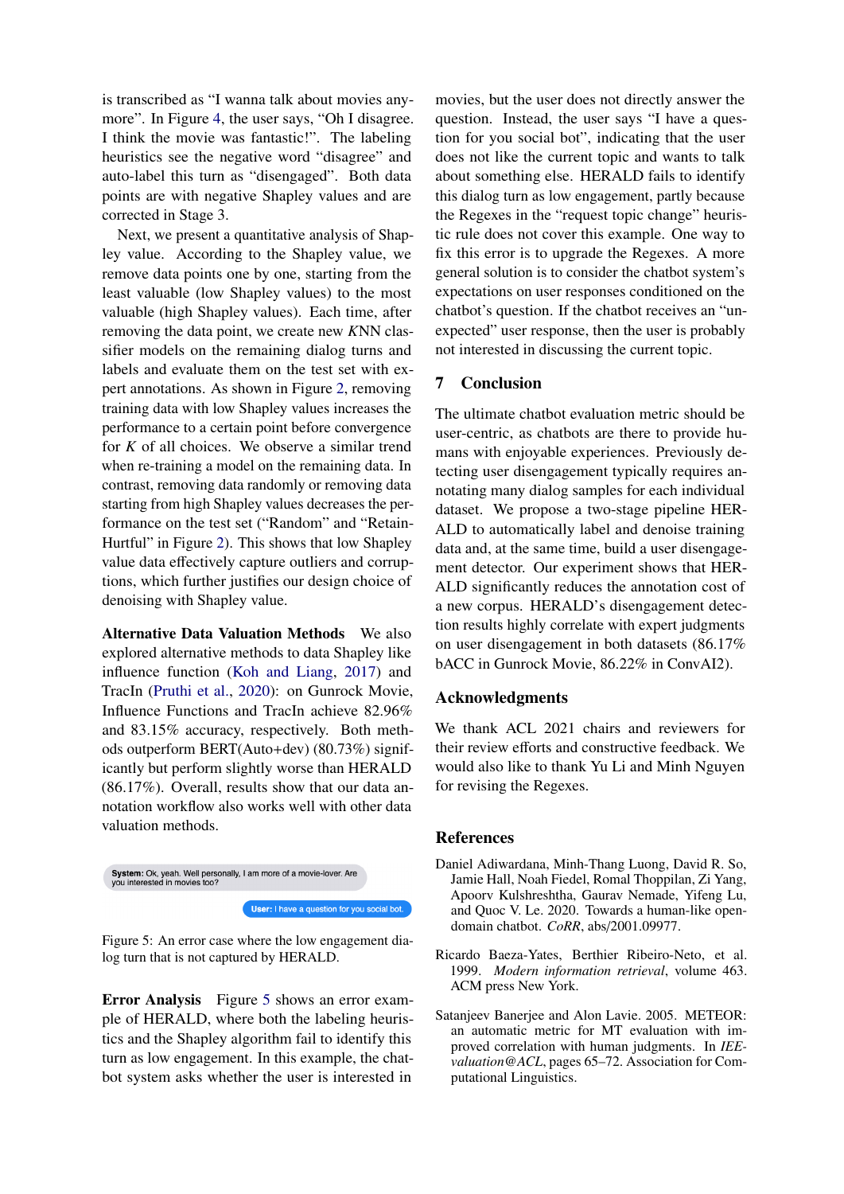is transcribed as "I wanna talk about movies anymore". In Figure 4, the user says, "Oh I disagree. I think the movie was fantastic!". The labeling heuristics see the negative word "disagree" and auto-label this turn as "disengaged". Both data points are with negative Shapley values and are corrected in Stage 3.

Next, we present a quantitative analysis of Shapley value. According to the Shapley value, we remove data points one by one, starting from the least valuable (low Shapley values) to the most valuable (high Shapley values). Each time, after removing the data point, we create new $K$NN classifier models on the remaining dialog turns and labels and evaluate them on the test set with expert annotations. As shown in Figure 2, removing training data with low Shapley values increases the performance to a certain point before convergence for $K$ of all choices. We observe a similar trend when re-training a model on the remaining data. In contrast, removing data randomly or removing data starting from high Shapley values decreases the performance on the test set ("Random" and "Retain-Hurtful" in Figure 2). This shows that low Shapley value data effectively capture outliers and corruptions, which further justifies our design choice of denoising with Shapley value.

**Alternative Data Valuation Methods** We also explored alternative methods to data Shapley like influence function (Koh and Liang, 2017) and TracIn (Pruthi et al., 2020): on Gunrock Movie, Influence Functions and TracIn achieve 82.96% and 83.15% accuracy, respectively. Both methods outperform BERT(Auto+dev) (80.73%) significantly but perform slightly worse than HERALD (86.17%). Overall, results show that our data annotation workflow also works well with other data valuation methods.

**System:** Ok, yeah. Well personally, I am more of a movie-lover. Are you interested in movies too?

**User:** I have a question for you social bot.

Figure 5: An error case where the low engagement dialog turn that is not captured by HERALD.

**Error Analysis** Figure 5 shows an error example of HERALD, where both the labeling heuristics and the Shapley algorithm fail to identify this turn as low engagement. In this example, the chatbot system asks whether the user is interested in movies, but the user does not directly answer the question. Instead, the user says "I have a question for you social bot", indicating that the user does not like the current topic and wants to talk about something else. HERALD fails to identify this dialog turn as low engagement, partly because the Regexes in the "request topic change" heuristic rule does not cover this example. One way to fix this error is to upgrade the Regexes. A more general solution is to consider the chatbot system's expectations on user responses conditioned on the chatbot's question. If the chatbot receives an "unexpected" user response, then the user is probably not interested in discussing the current topic.

## 7 Conclusion

The ultimate chatbot evaluation metric should be user-centric, as chatbots are there to provide humans with enjoyable experiences. Previously detecting user disengagement typically requires annotating many dialog samples for each individual dataset. We propose a two-stage pipeline HERALD to automatically label and denoise training data and, at the same time, build a user disengagement detector. Our experiment shows that HERALD significantly reduces the annotation cost of a new corpus. HERALD's disengagement detection results highly correlate with expert judgments on user disengagement in both datasets (86.17% bACC in Gunrock Movie, 86.22% in ConvAI2).

## Acknowledgments

We thank ACL 2021 chairs and reviewers for their review efforts and constructive feedback. We would also like to thank Yu Li and Minh Nguyen for revising the Regexes.

## References

Daniel Adiwardana, Minh-Thang Luong, David R. So, Jamie Hall, Noah Fiedel, Romal Thoppilan, Zi Yang, Apoorv Kulshreshtha, Gaurav Nemade, Yifeng Lu, and Quoc V. Le. 2020. Towards a human-like open-domain chatbot. *CoRR*, abs/2001.09977.

Ricardo Baeza-Yates, Berthier Ribeiro-Neto, et al. 1999. *Modern information retrieval*, volume 463. ACM press New York.

Satanjeev Banerjee and Alon Lavie. 2005. METEOR: an automatic metric for MT evaluation with improved correlation with human judgments. In *IEEvaluation@ACL*, pages 65–72. Association for Computational Linguistics.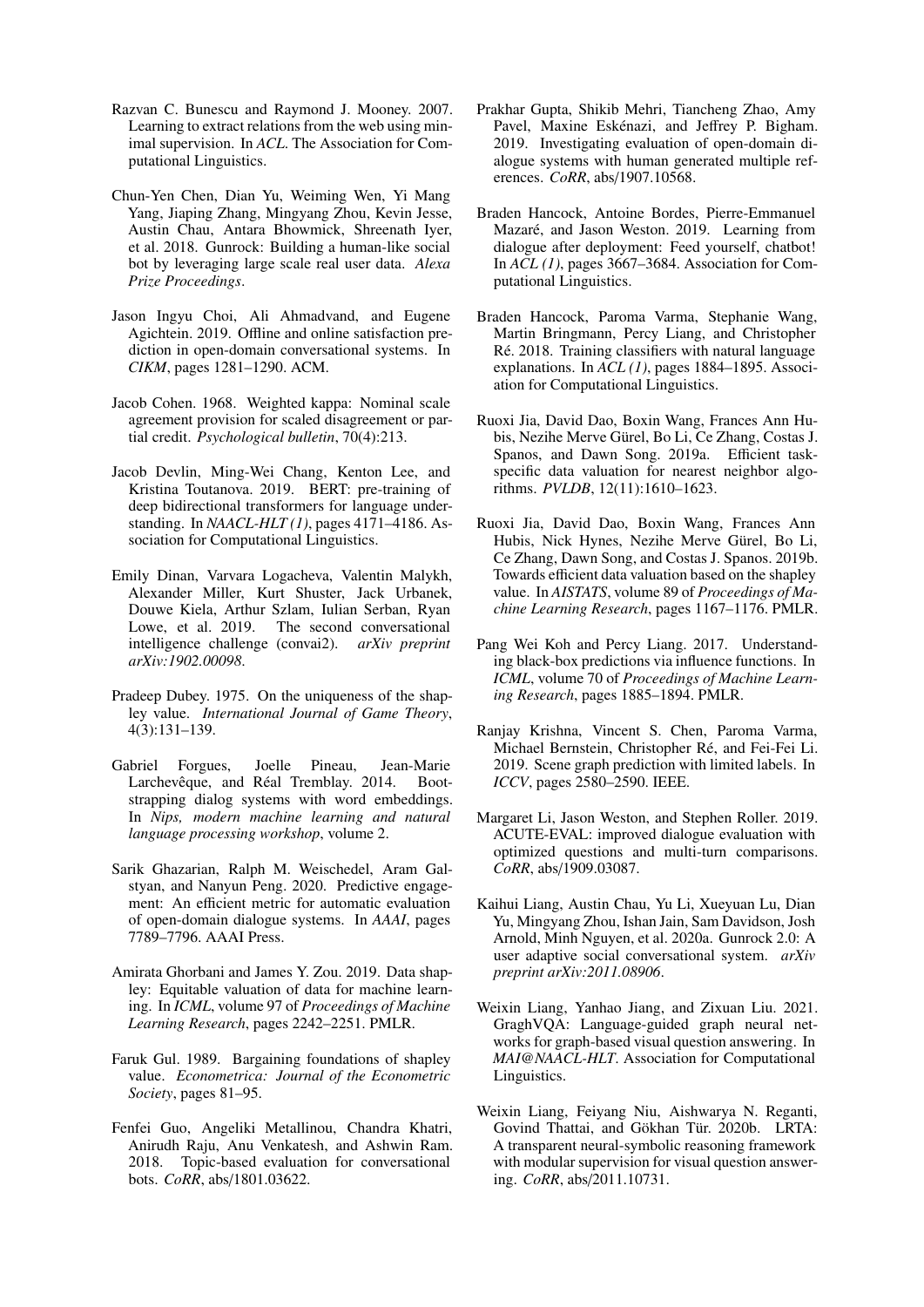Razvan C. Bunescu and Raymond J. Mooney. 2007. Learning to extract relations from the web using minimal supervision. In *ACL*. The Association for Computational Linguistics.

Chun-Yen Chen, Dian Yu, Weiming Wen, Yi Mang Yang, Jiaping Zhang, Mingyang Zhou, Kevin Jesse, Austin Chau, Antara Bhowmick, Shreenath Iyer, et al. 2018. Gunrock: Building a human-like social bot by leveraging large scale real user data. *Alexa Prize Proceedings*.

Jason Ingyu Choi, Ali Ahmadvand, and Eugene Agichtein. 2019. Offline and online satisfaction prediction in open-domain conversational systems. In *CIKM*, pages 1281–1290. ACM.

Jacob Cohen. 1968. Weighted kappa: Nominal scale agreement provision for scaled disagreement or partial credit. *Psychological bulletin*, 70(4):213.

Jacob Devlin, Ming-Wei Chang, Kenton Lee, and Kristina Toutanova. 2019. BERT: pre-training of deep bidirectional transformers for language understanding. In *NAACL-HLT (1)*, pages 4171–4186. Association for Computational Linguistics.

Emily Dinan, Varvara Logacheva, Valentin Malykh, Alexander Miller, Kurt Shuster, Jack Urbanek, Douwe Kiela, Arthur Szlam, Iulian Serban, Ryan Lowe, et al. 2019. The second conversational intelligence challenge (convai2). *arXiv preprint arXiv:1902.00098*.

Pradeep Dubey. 1975. On the uniqueness of the shapley value. *International Journal of Game Theory*, 4(3):131–139.

Gabriel Forgues, Joelle Pineau, Jean-Marie Larchevêque, and Réal Tremblay. 2014. Bootstrapping dialog systems with word embeddings. In *Nips, modern machine learning and natural language processing workshop*, volume 2.

Sarik Ghazarian, Ralph M. Weischedel, Aram Galstyan, and Nanyun Peng. 2020. Predictive engagement: An efficient metric for automatic evaluation of open-domain dialogue systems. In *AAAI*, pages 7789–7796. AAAI Press.

Amirata Ghorbani and James Y. Zou. 2019. Data shapley: Equitable valuation of data for machine learning. In *ICML*, volume 97 of *Proceedings of Machine Learning Research*, pages 2242–2251. PMLR.

Faruk Gul. 1989. Bargaining foundations of shapley value. *Econometrica: Journal of the Econometric Society*, pages 81–95.

Fenfei Guo, Angeliki Metallinou, Chandra Khatri, Anirudh Raju, Anu Venkatesh, and Ashwin Ram. 2018. Topic-based evaluation for conversational bots. *CoRR*, abs/1801.03622.

Prakhar Gupta, Shikib Mehri, Tiancheng Zhao, Amy Pavel, Maxine Eskénazi, and Jeffrey P. Bigham. 2019. Investigating evaluation of open-domain dialogue systems with human generated multiple references. *CoRR*, abs/1907.10568.

Braden Hancock, Antoine Bordes, Pierre-Emmanuel Mazaré, and Jason Weston. 2019. Learning from dialogue after deployment: Feed yourself, chatbot! In *ACL (1)*, pages 3667–3684. Association for Computational Linguistics.

Braden Hancock, Paroma Varma, Stephanie Wang, Martin Bringmann, Percy Liang, and Christopher Ré. 2018. Training classifiers with natural language explanations. In *ACL (1)*, pages 1884–1895. Association for Computational Linguistics.

Ruoxi Jia, David Dao, Boxin Wang, Frances Ann Hubis, Nezihe Merve Gürel, Bo Li, Ce Zhang, Costas J. Spanos, and Dawn Song. 2019a. Efficient task-specific data valuation for nearest neighbor algorithms. *PVLDB*, 12(11):1610–1623.

Ruoxi Jia, David Dao, Boxin Wang, Frances Ann Hubis, Nick Hynes, Nezihe Merve Gürel, Bo Li, Ce Zhang, Dawn Song, and Costas J. Spanos. 2019b. Towards efficient data valuation based on the shapley value. In *AISTATS*, volume 89 of *Proceedings of Machine Learning Research*, pages 1167–1176. PMLR.

Pang Wei Koh and Percy Liang. 2017. Understanding black-box predictions via influence functions. In *ICML*, volume 70 of *Proceedings of Machine Learning Research*, pages 1885–1894. PMLR.

Ranjay Krishna, Vincent S. Chen, Paroma Varma, Michael Bernstein, Christopher Ré, and Fei-Fei Li. 2019. Scene graph prediction with limited labels. In *ICCV*, pages 2580–2590. IEEE.

Margaret Li, Jason Weston, and Stephen Roller. 2019. ACUTE-EVAL: improved dialogue evaluation with optimized questions and multi-turn comparisons. *CoRR*, abs/1909.03087.

Kaihui Liang, Austin Chau, Yu Li, Xueyuan Lu, Dian Yu, Mingyang Zhou, Ishan Jain, Sam Davidson, Josh Arnold, Minh Nguyen, et al. 2020a. Gunrock 2.0: A user adaptive social conversational system. *arXiv preprint arXiv:2011.08906*.

Weixin Liang, Yanhao Jiang, and Zixuan Liu. 2021. GraghVQA: Language-guided graph neural networks for graph-based visual question answering. In *MAI@NAACL-HLT*. Association for Computational Linguistics.

Weixin Liang, Feiyang Niu, Aishwarya N. Reganti, Govind Thattai, and Gökhan Tür. 2020b. LRTA: A transparent neural-symbolic reasoning framework with modular supervision for visual question answering. *CoRR*, abs/2011.10731.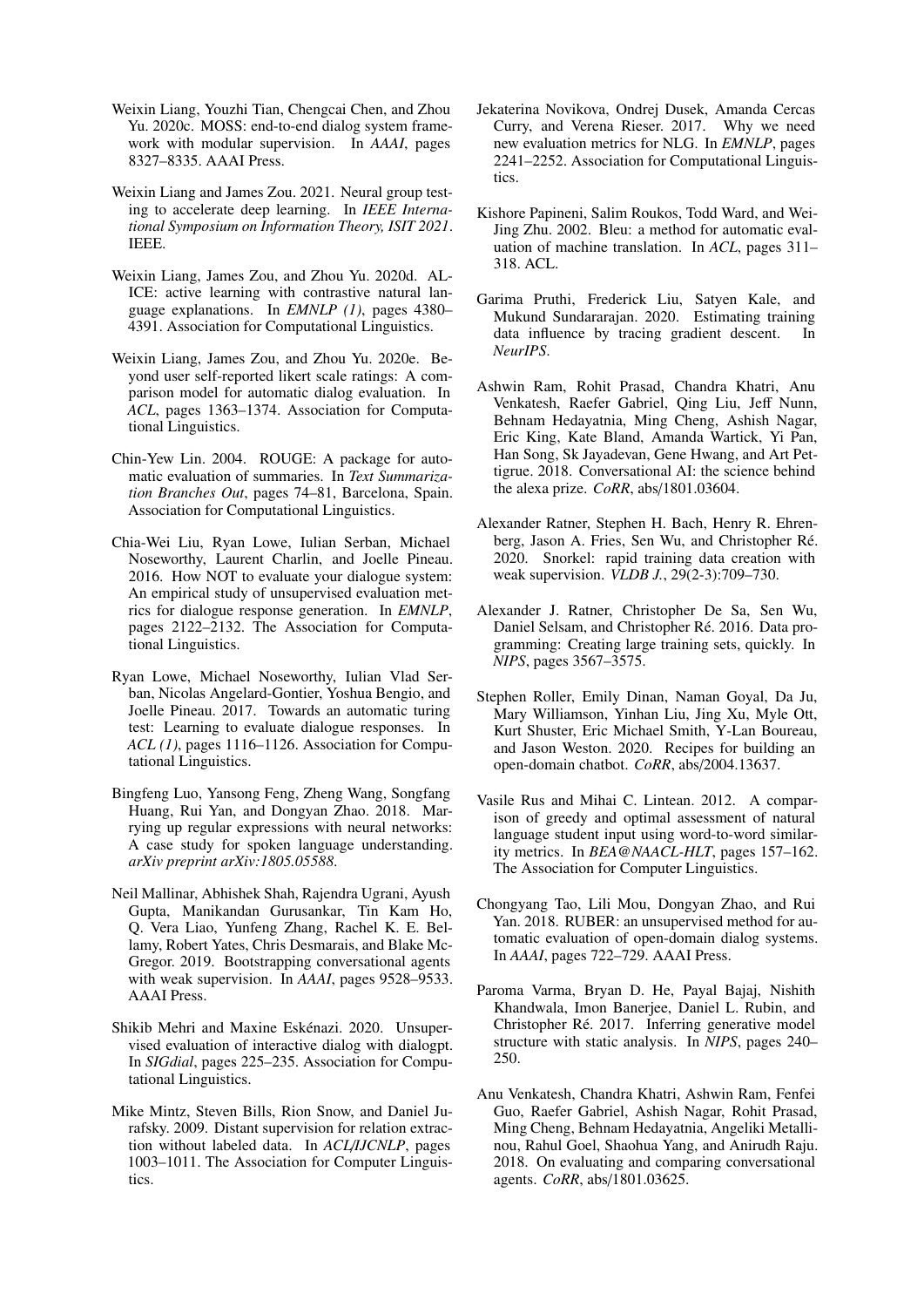Weixin Liang, Youzhi Tian, Chengcai Chen, and Zhou Yu. 2020c. MOSS: end-to-end dialog system framework with modular supervision. In *AAAI*, pages 8327–8335. AAAI Press.

Weixin Liang and James Zou. 2021. Neural group testing to accelerate deep learning. In *IEEE International Symposium on Information Theory, ISIT 2021*. IEEE.

Weixin Liang, James Zou, and Zhou Yu. 2020d. ALICE: active learning with contrastive natural language explanations. In *EMNLP (1)*, pages 4380–4391. Association for Computational Linguistics.

Weixin Liang, James Zou, and Zhou Yu. 2020e. Beyond user self-reported likert scale ratings: A comparison model for automatic dialog evaluation. In *ACL*, pages 1363–1374. Association for Computational Linguistics.

Chin-Yew Lin. 2004. ROUGE: A package for automatic evaluation of summaries. In *Text Summarization Branches Out*, pages 74–81, Barcelona, Spain. Association for Computational Linguistics.

Chia-Wei Liu, Ryan Lowe, Iulian Serban, Michael Noseworthy, Laurent Charlin, and Joelle Pineau. 2016. How NOT to evaluate your dialogue system: An empirical study of unsupervised evaluation metrics for dialogue response generation. In *EMNLP*, pages 2122–2132. The Association for Computational Linguistics.

Ryan Lowe, Michael Noseworthy, Iulian Vlad Serban, Nicolas Angelard-Gontier, Yoshua Bengio, and Joelle Pineau. 2017. Towards an automatic turing test: Learning to evaluate dialogue responses. In *ACL (1)*, pages 1116–1126. Association for Computational Linguistics.

Bingfeng Luo, Yansong Feng, Zheng Wang, Songfang Huang, Rui Yan, and Dongyan Zhao. 2018. Marrying up regular expressions with neural networks: A case study for spoken language understanding. *arXiv preprint arXiv:1805.05588*.

Neil Mallinar, Abhishek Shah, Rajendra Ugrani, Ayush Gupta, Manikandan Gurusankar, Tin Kam Ho, Q. Vera Liao, Yunfeng Zhang, Rachel K. E. Bellamy, Robert Yates, Chris Desmarais, and Blake McGregor. 2019. Bootstrapping conversational agents with weak supervision. In *AAAI*, pages 9528–9533. AAAI Press.

Shikib Mehri and Maxine Eskénazi. 2020. Unsupervised evaluation of interactive dialog with dialogpt. In *SIGdial*, pages 225–235. Association for Computational Linguistics.

Mike Mintz, Steven Bills, Rion Snow, and Daniel Jurafsky. 2009. Distant supervision for relation extraction without labeled data. In *ACL/IJCNLP*, pages 1003–1011. The Association for Computer Linguistics.

Jekaterina Novikova, Ondrej Dusek, Amanda Cercas Curry, and Verena Rieser. 2017. Why we need new evaluation metrics for NLG. In *EMNLP*, pages 2241–2252. Association for Computational Linguistics.

Kishore Papineni, Salim Roukos, Todd Ward, and Wei-Jing Zhu. 2002. Bleu: a method for automatic evaluation of machine translation. In *ACL*, pages 311–318. ACL.

Garima Pruthi, Frederick Liu, Satyen Kale, and Mukund Sundararajan. 2020. Estimating training data influence by tracing gradient descent. In *NeurIPS*.

Ashwin Ram, Rohit Prasad, Chandra Khatri, Anu Venkatesh, Raefer Gabriel, Qing Liu, Jeff Nunn, Behnam Hedayatnia, Ming Cheng, Ashish Nagar, Eric King, Kate Bland, Amanda Wartick, Yi Pan, Han Song, Sk Jayadevan, Gene Hwang, and Art Pettigrue. 2018. Conversational AI: the science behind the alexa prize. *CoRR*, abs/1801.03604.

Alexander Ratner, Stephen H. Bach, Henry R. Ehrenberg, Jason A. Fries, Sen Wu, and Christopher Ré. 2020. Snorkel: rapid training data creation with weak supervision. *VLDB J.*, 29(2-3):709–730.

Alexander J. Ratner, Christopher De Sa, Sen Wu, Daniel Selsam, and Christopher Ré. 2016. Data programming: Creating large training sets, quickly. In *NIPS*, pages 3567–3575.

Stephen Roller, Emily Dinan, Naman Goyal, Da Ju, Mary Williamson, Yinhan Liu, Jing Xu, Myle Ott, Kurt Shuster, Eric Michael Smith, Y-Lan Boureau, and Jason Weston. 2020. Recipes for building an open-domain chatbot. *CoRR*, abs/2004.13637.

Vasile Rus and Mihai C. Lintean. 2012. A comparison of greedy and optimal assessment of natural language student input using word-to-word similarity metrics. In *BEA@NAACL-HLT*, pages 157–162. The Association for Computer Linguistics.

Chongyang Tao, Lili Mou, Dongyan Zhao, and Rui Yan. 2018. RUBER: an unsupervised method for automatic evaluation of open-domain dialog systems. In *AAAI*, pages 722–729. AAAI Press.

Paroma Varma, Bryan D. He, Payal Bajaj, Nishith Khandwala, Imon Banerjee, Daniel L. Rubin, and Christopher Ré. 2017. Inferring generative model structure with static analysis. In *NIPS*, pages 240–250.

Anu Venkatesh, Chandra Khatri, Ashwin Ram, Fenfei Guo, Raefer Gabriel, Ashish Nagar, Rohit Prasad, Ming Cheng, Behnam Hedayatnia, Angeliki Metallinou, Rahul Goel, Shaohua Yang, and Anirudh Raju. 2018. On evaluating and comparing conversational agents. *CoRR*, abs/1801.03625.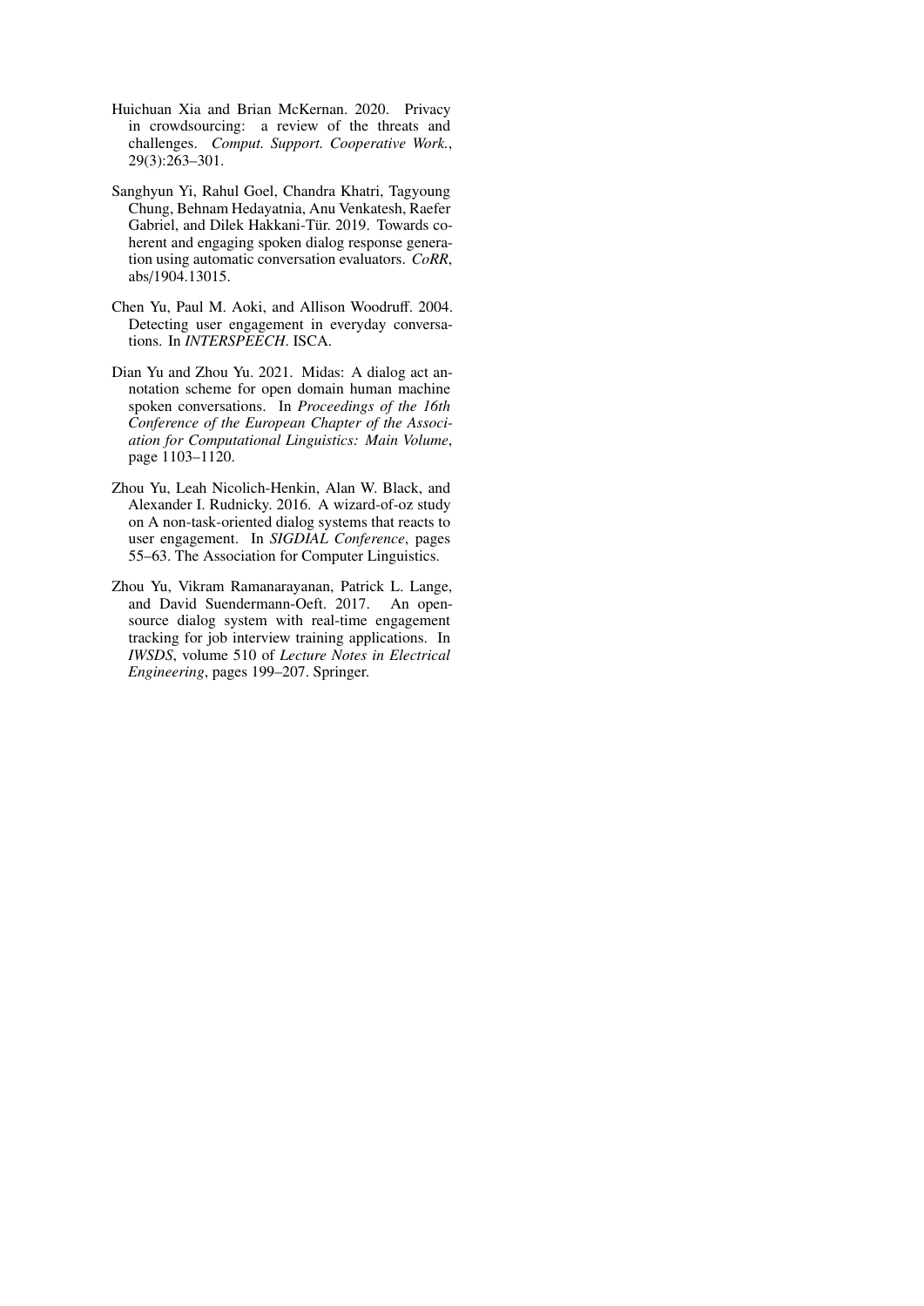Huichuan Xia and Brian McKernan. 2020. Privacy in crowdsourcing: a review of the threats and challenges. *Comput. Support. Cooperative Work.*, 29(3):263–301.

Sanghyun Yi, Rahul Goel, Chandra Khatri, Tagyoung Chung, Behnam Hedayatnia, Anu Venkatesh, Raefer Gabriel, and Dilek Hakkani-Tür. 2019. Towards coherent and engaging spoken dialog response generation using automatic conversation evaluators. *CoRR*, abs/1904.13015.

Chen Yu, Paul M. Aoki, and Allison Woodruff. 2004. Detecting user engagement in everyday conversations. In *INTERSPEECH*. ISCA.

Dian Yu and Zhou Yu. 2021. Midas: A dialog act annotation scheme for open domain human machine spoken conversations. In *Proceedings of the 16th Conference of the European Chapter of the Association for Computational Linguistics: Main Volume*, page 1103–1120.

Zhou Yu, Leah Nicolich-Henkin, Alan W. Black, and Alexander I. Rudnicky. 2016. A wizard-of-oz study on A non-task-oriented dialog systems that reacts to user engagement. In *SIGDIAL Conference*, pages 55–63. The Association for Computer Linguistics.

Zhou Yu, Vikram Ramanarayanan, Patrick L. Lange, and David Suendermann-Oeft. 2017. An open-source dialog system with real-time engagement tracking for job interview training applications. In *IWSDS*, volume 510 of *Lecture Notes in Electrical Engineering*, pages 199–207. Springer.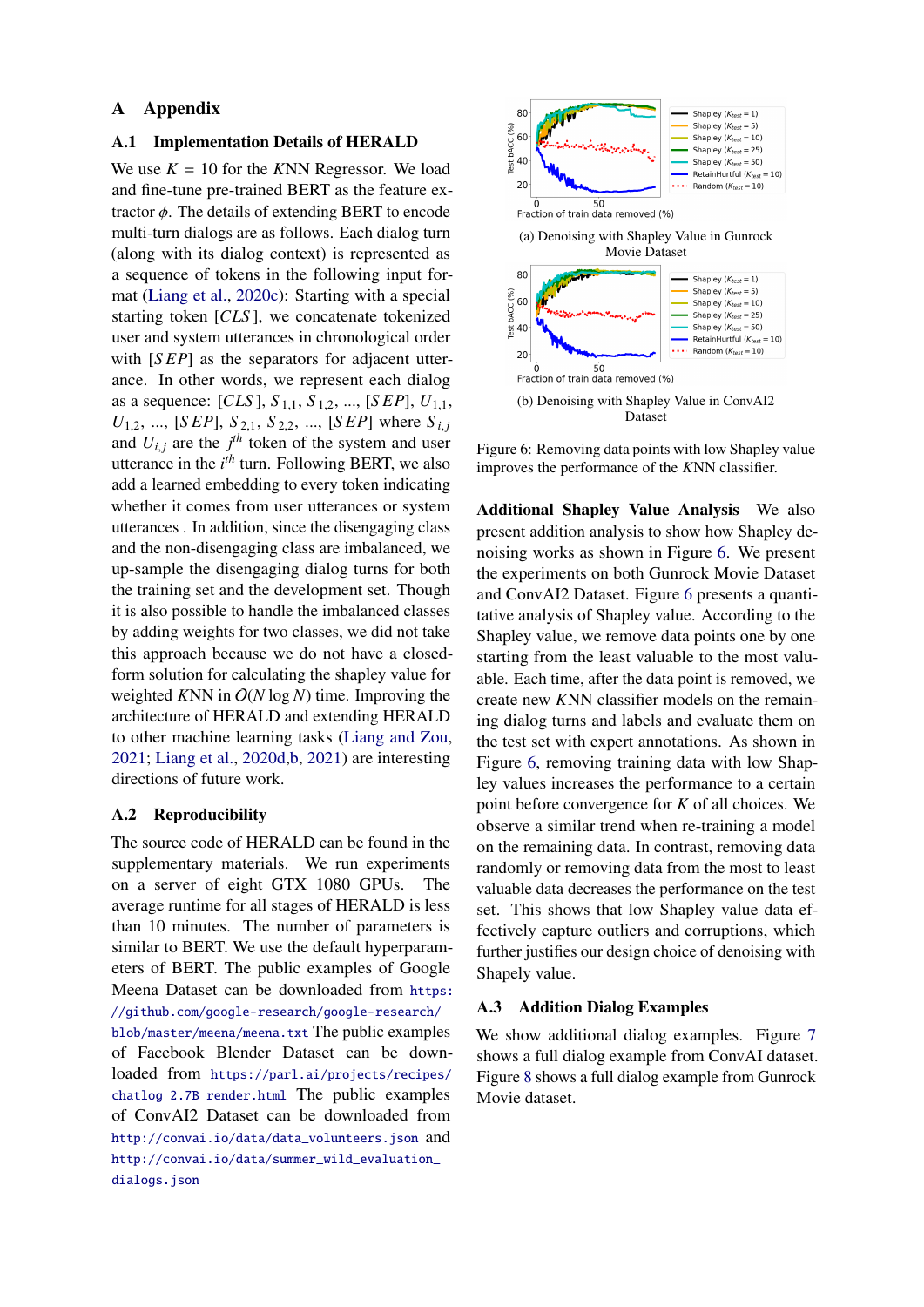# A Appendix

## A.1 Implementation Details of HERALD

We use $K = 10$ for the $K$NN Regressor. We load and fine-tune pre-trained BERT as the feature extractor $\phi$. The details of extending BERT to encode multi-turn dialogs are as follows. Each dialog turn (along with its dialog context) is represented as a sequence of tokens in the following input format (Liang et al., 2020c): Starting with a special starting token $[CLS]$, we concatenate tokenized user and system utterances in chronological order with $[SEP]$ as the separators for adjacent utterance. In other words, we represent each dialog as a sequence: $[CLS]$, $S_{1,1}$, $S_{1,2}$, ..., $[SEP]$, $U_{1,1}$, $U_{1,2}$, ..., $[SEP]$, $S_{2,1}$, $S_{2,2}$, ..., $[SEP]$ where $S_{i,j}$ and $U_{i,j}$ are the $j^{th}$ token of the system and user utterance in the $i^{th}$ turn. Following BERT, we also add a learned embedding to every token indicating whether it comes from user utterances or system utterances . In addition, since the disengaging class and the non-disengaging class are imbalanced, we up-sample the disengaging dialog turns for both the training set and the development set. Though it is also possible to handle the imbalanced classes by adding weights for two classes, we did not take this approach because we do not have a closed-form solution for calculating the shapley value for weighted $K$NN in $O(N \log N)$ time. Improving the architecture of HERALD and extending HERALD to other machine learning tasks (Liang and Zou, 2021; Liang et al., 2020d,b, 2021) are interesting directions of future work.

## A.2 Reproducibility

The source code of HERALD can be found in the supplementary materials. We run experiments on a server of eight GTX 1080 GPUs. The average runtime for all stages of HERALD is less than 10 minutes. The number of parameters is similar to BERT. We use the default hyperparameters of BERT. The public examples of Google Meena Dataset can be downloaded from https://github.com/google-research/google-research/blob/master/meena/meena.txt The public examples of Facebook Blender Dataset can be downloaded from https://parl.ai/projects/recipes/chatlog_2.7B_render.html The public examples of ConvAI2 Dataset can be downloaded from http://convai.io/data/data_volunteers.json and http://convai.io/data/summer_wild_evaluation_dialogs.json

(a) Denoising with Shapley Value in Gunrock Movie Dataset

(b) Denoising with Shapley Value in ConvAI2 Dataset

Figure 6: Removing data points with low Shapley value improves the performance of the $K$NN classifier.

**Additional Shapley Value Analysis** We also present addition analysis to show how Shapley denoising works as shown in Figure 6. We present the experiments on both Gunrock Movie Dataset and ConvAI2 Dataset. Figure 6 presents a quantitative analysis of Shapley value. According to the Shapley value, we remove data points one by one starting from the least valuable to the most valuable. Each time, after the data point is removed, we create new $K$NN classifier models on the remaining dialog turns and labels and evaluate them on the test set with expert annotations. As shown in Figure 6, removing training data with low Shapley values increases the performance to a certain point before convergence for $K$ of all choices. We observe a similar trend when re-training a model on the remaining data. In contrast, removing data randomly or removing data from the most to least valuable data decreases the performance on the test set. This shows that low Shapley value data effectively capture outliers and corruptions, which further justifies our design choice of denoising with Shapely value.

## A.3 Addition Dialog Examples

We show additional dialog examples. Figure 7 shows a full dialog example from ConvAI dataset. Figure 8 shows a full dialog example from Gunrock Movie dataset.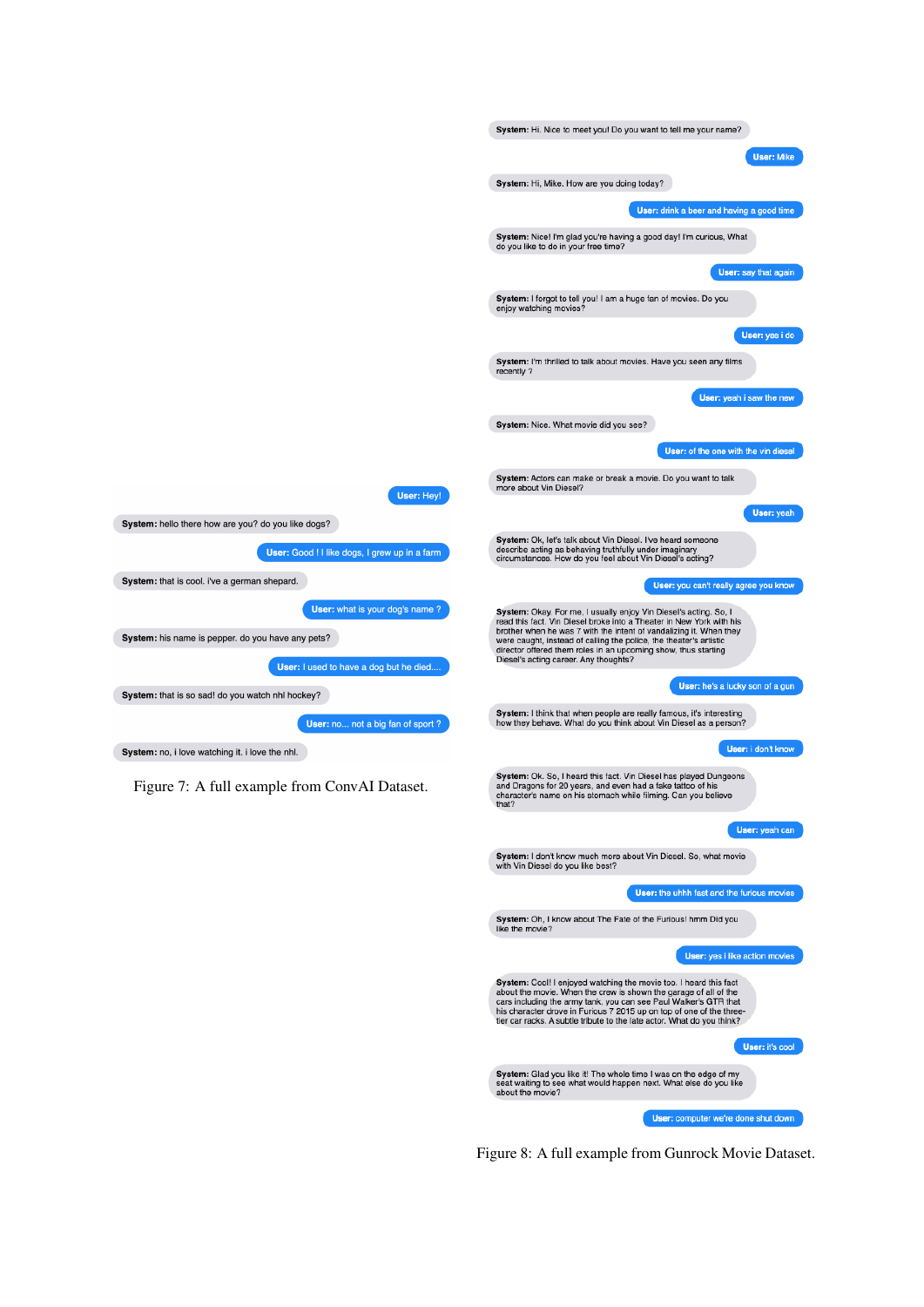User: Hey!

System: hello there how are you? do you like dogs?

User: Good ! I like dogs, I grew up in a farm

System: that is cool. i've a german shepard.

User: what is your dog's name ?

System: his name is pepper. do you have any pets?

User: I used to have a dog but he died....

System: that is so sad! do you watch nhl hockey?

User: no... not a big fan of sport ?

System: no, i love watching it. i love the nhl.

Figure 7: A full example from ConvAI Dataset.

System: Hi. Nice to meet you! Do you want to tell me your name?

User: Mike

System: Hi, Mike. How are you doing today?

User: drink a beer and having a good time

System: Nice! I'm glad you're having a good day! I'm curious, What do you like to do in your free time?

User: say that again

System: I forgot to tell you! I am a huge fan of movies. Do you enjoy watching movies?

User: yes i do

System: I'm thrilled to talk about movies. Have you seen any films recently ?

User: yeah i saw the new

System: Nice. What movie did you see?

User: of the one with the vin diesel

System: Actors can make or break a movie. Do you want to talk more about Vin Diesel?

User: yeah

System: Ok, let's talk about Vin Diesel. I've heard someone describe acting as behaving truthfully under imaginary circumstances. How do you feel about Vin Diesel's acting?

User: you can't really agree you know

System: Okay. For me, I usually enjoy Vin Diesel's acting. So, I read this fact. Vin Diesel broke into a Theater in New York with his brother when he was 7 with the intent of vandalizing it. When they were caught, instead of calling the police, the theater's artistic director offered them roles in an upcoming show, thus starting Diesel's acting career. Any thoughts?

User: he's a lucky son of a gun

System: I think that when people are really famous, it's interesting how they behave. What do you think about Vin Diesel as a person?

User: i don't know

System: Ok. So, I heard this fact. Vin Diesel has played Dungeons and Dragons for 20 years, and even had a fake tattoo of his character's name on his stomach while filming. Can you believe that?

User: yeah can

System: I don't know much more about Vin Diesel. So, what movie with Vin Diesel do you like best?

User: the uhhh fast and the furious movies

System: Oh, I know about The Fate of the Furious! hmm Did you like the movie?

User: yes I like action movies

System: Cool! I enjoyed watching the movie too. I heard this fact about the movie. When the crew is shown the garage of all of the cars including the army tank, you can see Paul Walker's GTR that his character drove in Furious 7 2015 up on top of one of the three-tier car racks. A subtle tribute to the late actor. What do you think?

User: it's cool

System: Glad you like it! The whole time I was on the edge of my seat waiting to see what would happen next. What else do you like about the movie?

User: computer we're done shut down

Figure 8: A full example from Gunrock Movie Dataset.